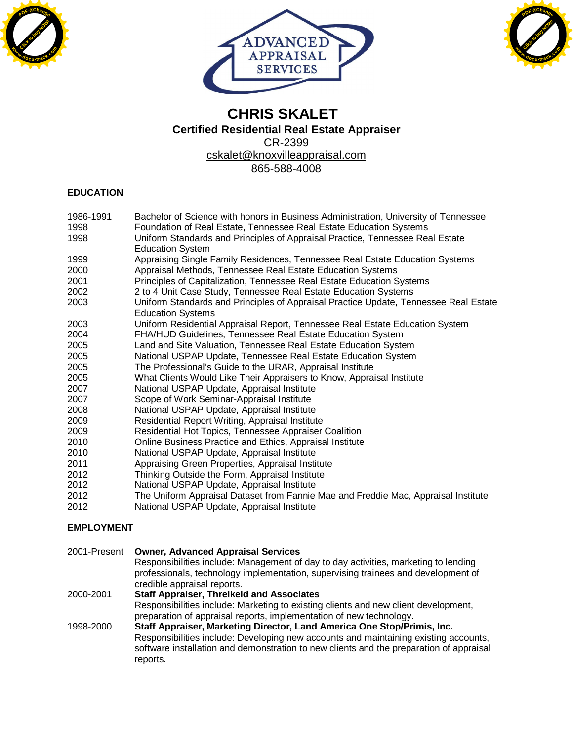ADVANCED APPRAISAL SERVICES

# CHRIS SKALET

**Certified Residential Real Estate Appraiser**

CR-2399

cskalet@knoxvilleappraisal.com

865-588-4008

## EDUCATION

| | |
|---|---|
| 1986-1991 | Bachelor of Science with honors in Business Administration, University of Tennessee |
| 1998 | Foundation of Real Estate, Tennessee Real Estate Education Systems |
| 1998 | Uniform Standards and Principles of Appraisal Practice, Tennessee Real Estate Education System |
| 1999 | Appraising Single Family Residences, Tennessee Real Estate Education Systems |
| 2000 | Appraisal Methods, Tennessee Real Estate Education Systems |
| 2001 | Principles of Capitalization, Tennessee Real Estate Education Systems |
| 2002 | 2 to 4 Unit Case Study, Tennessee Real Estate Education Systems |
| 2003 | Uniform Standards and Principles of Appraisal Practice Update, Tennessee Real Estate Education Systems |
| 2003 | Uniform Residential Appraisal Report, Tennessee Real Estate Education System |
| 2004 | FHA/HUD Guidelines, Tennessee Real Estate Education System |
| 2005 | Land and Site Valuation, Tennessee Real Estate Education System |
| 2005 | National USPAP Update, Tennessee Real Estate Education System |
| 2005 | The Professional's Guide to the URAR, Appraisal Institute |
| 2005 | What Clients Would Like Their Appraisers to Know, Appraisal Institute |
| 2007 | National USPAP Update, Appraisal Institute |
| 2007 | Scope of Work Seminar-Appraisal Institute |
| 2008 | National USPAP Update, Appraisal Institute |
| 2009 | Residential Report Writing, Appraisal Institute |
| 2009 | Residential Hot Topics, Tennessee Appraiser Coalition |
| 2010 | Online Business Practice and Ethics, Appraisal Institute |
| 2010 | National USPAP Update, Appraisal Institute |
| 2011 | Appraising Green Properties, Appraisal Institute |
| 2012 | Thinking Outside the Form, Appraisal Institute |
| 2012 | National USPAP Update, Appraisal Institute |
| 2012 | The Uniform Appraisal Dataset from Fannie Mae and Freddie Mac, Appraisal Institute |
| 2012 | National USPAP Update, Appraisal Institute |

## EMPLOYMENT

**2001-Present — Owner, Advanced Appraisal Services**

Responsibilities include: Management of day to day activities, marketing to lending professionals, technology implementation, supervising trainees and development of credible appraisal reports.

**2000-2001 — Staff Appraiser, Threlkeld and Associates**

Responsibilities include: Marketing to existing clients and new client development, preparation of appraisal reports, implementation of new technology.

**1998-2000 — Staff Appraiser, Marketing Director, Land America One Stop/Primis, Inc.**

Responsibilities include: Developing new accounts and maintaining existing accounts, software installation and demonstration to new clients and the preparation of appraisal reports.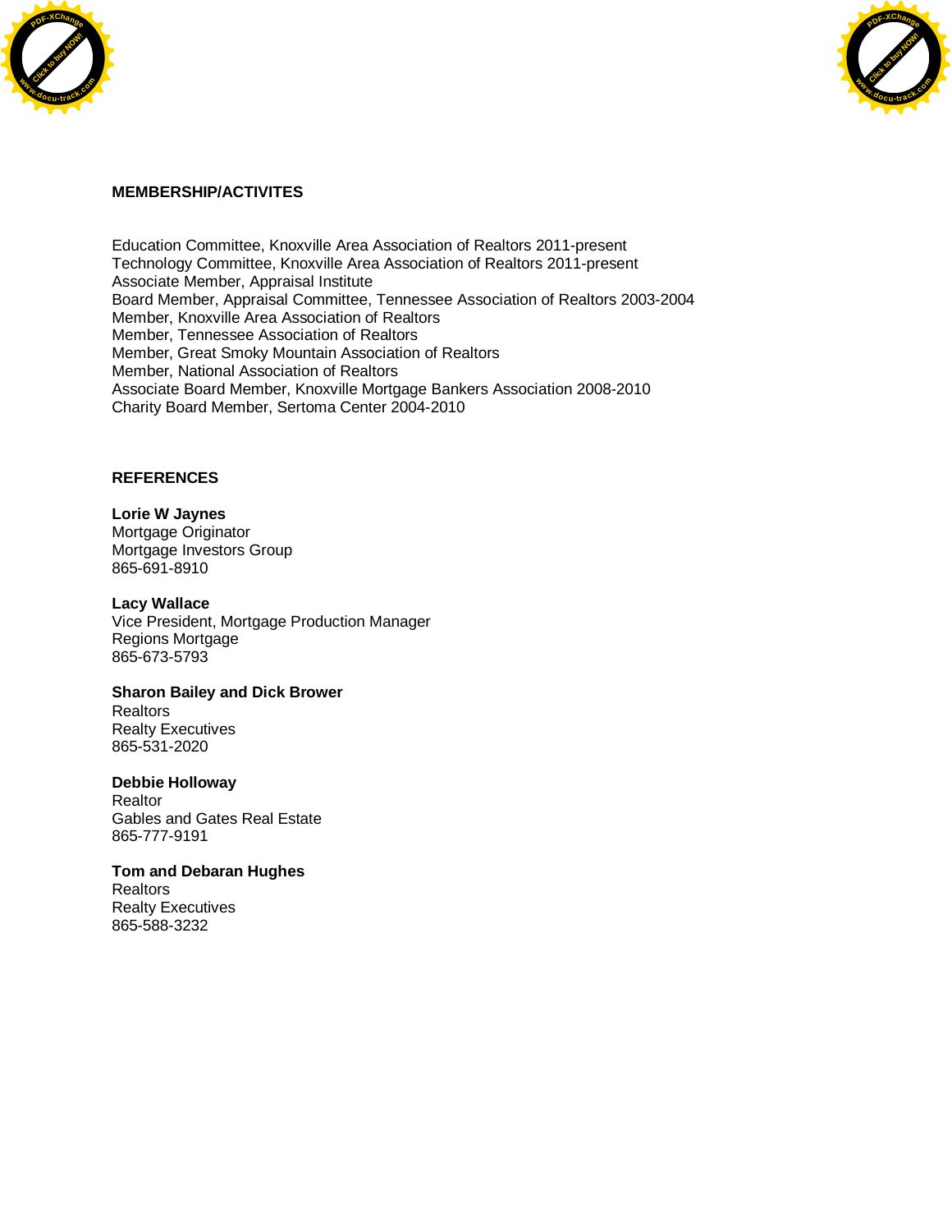## MEMBERSHIP/ACTIVITES

Education Committee, Knoxville Area Association of Realtors 2011-present
Technology Committee, Knoxville Area Association of Realtors 2011-present
Associate Member, Appraisal Institute
Board Member, Appraisal Committee, Tennessee Association of Realtors 2003-2004
Member, Knoxville Area Association of Realtors
Member, Tennessee Association of Realtors
Member, Great Smoky Mountain Association of Realtors
Member, National Association of Realtors
Associate Board Member, Knoxville Mortgage Bankers Association 2008-2010
Charity Board Member, Sertoma Center 2004-2010

## REFERENCES

**Lorie W Jaynes**
Mortgage Originator
Mortgage Investors Group
865-691-8910

**Lacy Wallace**
Vice President, Mortgage Production Manager
Regions Mortgage
865-673-5793

**Sharon Bailey and Dick Brower**
Realtors
Realty Executives
865-531-2020

**Debbie Holloway**
Realtor
Gables and Gates Real Estate
865-777-9191

**Tom and Debaran Hughes**
Realtors
Realty Executives
865-588-3232